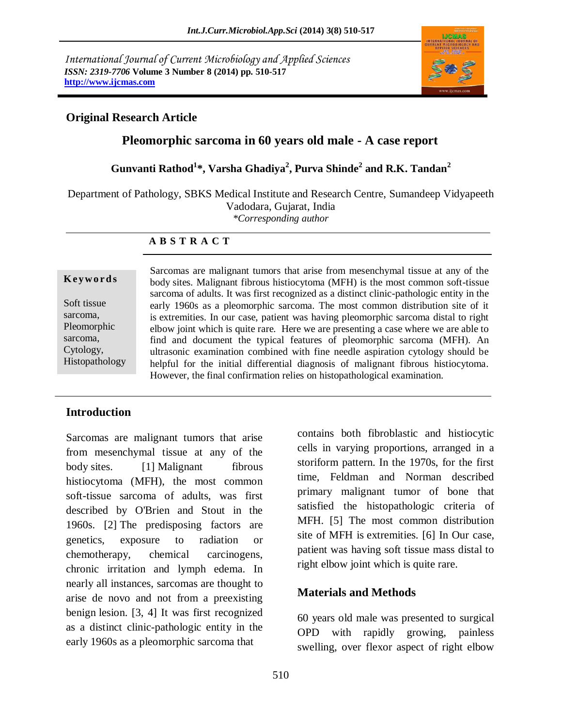International Journal of Current Microbiology and Applied Sciences
*ISSN: 2319-7706* **Volume 3 Number 8 (2014) pp. 510-517**
**http://www.ijcmas.com**

**Original Research Article**

# Pleomorphic sarcoma in 60 years old male - A case report

**Gunvanti Rathod[1]*, Varsha Ghadiya[2], Purva Shinde[2] and R.K. Tandan[2]**

Department of Pathology, SBKS Medical Institute and Research Centre, Sumandeep Vidyapeeth Vadodara, Gujarat, India

*\*Corresponding author*

## A B S T R A C T

**Keywords**

Soft tissue sarcoma, Pleomorphic sarcoma, Cytology, Histopathology

Sarcomas are malignant tumors that arise from mesenchymal tissue at any of the body sites. Malignant fibrous histiocytoma (MFH) is the most common soft-tissue sarcoma of adults. It was first recognized as a distinct clinic-pathologic entity in the early 1960s as a pleomorphic sarcoma. The most common distribution site of it is extremities. In our case, patient was having pleomorphic sarcoma distal to right elbow joint which is quite rare. Here we are presenting a case where we are able to find and document the typical features of pleomorphic sarcoma (MFH). An ultrasonic examination combined with fine needle aspiration cytology should be helpful for the initial differential diagnosis of malignant fibrous histiocytoma. However, the final confirmation relies on histopathological examination.

## Introduction

Sarcomas are malignant tumors that arise from mesenchymal tissue at any of the body sites. [1] Malignant fibrous histiocytoma (MFH), the most common soft-tissue sarcoma of adults, was first described by O'Brien and Stout in the 1960s. [2] The predisposing factors are genetics, exposure to radiation or chemotherapy, chemical carcinogens, chronic irritation and lymph edema. In nearly all instances, sarcomas are thought to arise de novo and not from a preexisting benign lesion. [3, 4] It was first recognized as a distinct clinic-pathologic entity in the early 1960s as a pleomorphic sarcoma that contains both fibroblastic and histiocytic cells in varying proportions, arranged in a storiform pattern. In the 1970s, for the first time, Feldman and Norman described primary malignant tumor of bone that satisfied the histopathologic criteria of MFH. [5] The most common distribution site of MFH is extremities. [6] In Our case, patient was having soft tissue mass distal to right elbow joint which is quite rare.

## Materials and Methods

60 years old male was presented to surgical OPD with rapidly growing, painless swelling, over flexor aspect of right elbow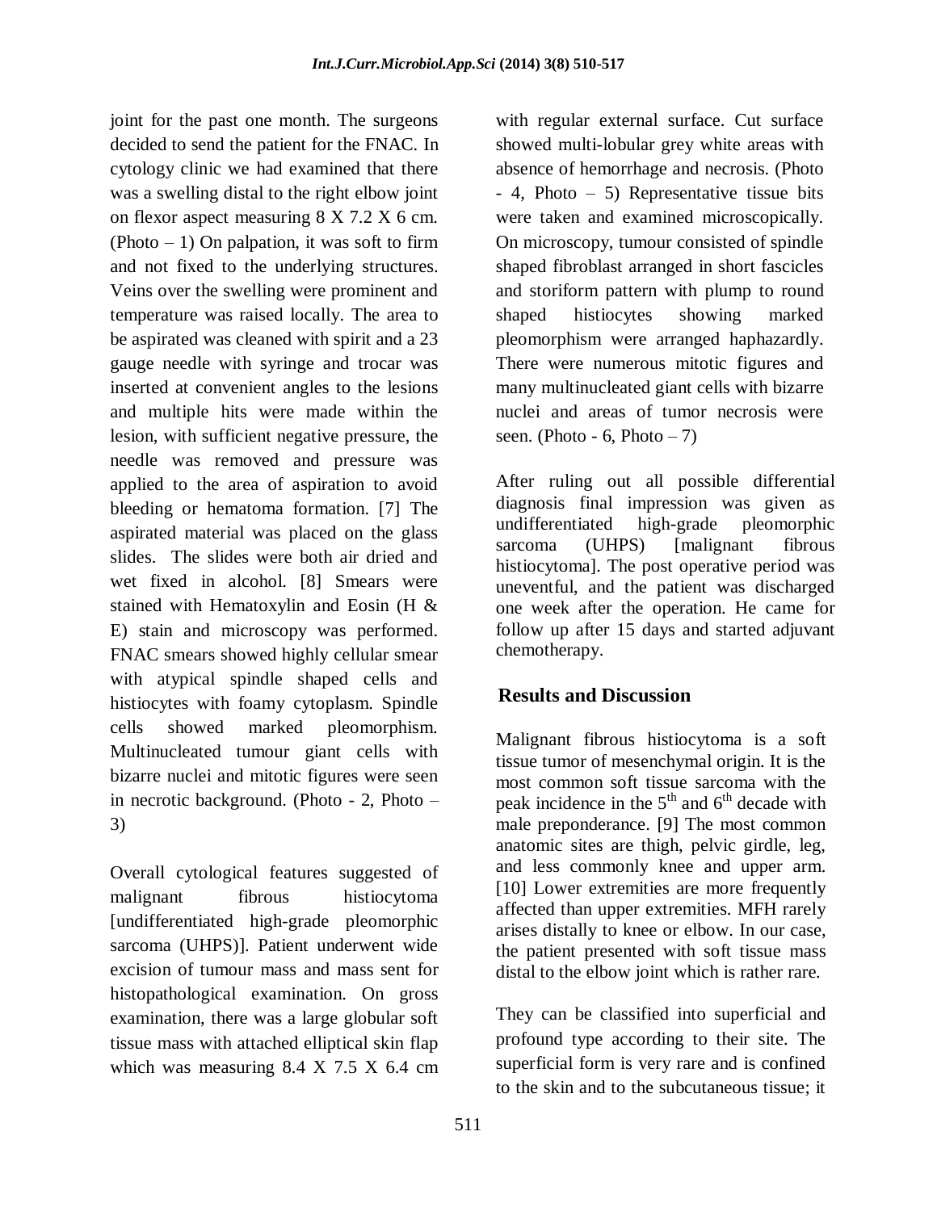joint for the past one month. The surgeons decided to send the patient for the FNAC. In cytology clinic we had examined that there was a swelling distal to the right elbow joint on flexor aspect measuring 8 X 7.2 X 6 cm. (Photo – 1) On palpation, it was soft to firm and not fixed to the underlying structures. Veins over the swelling were prominent and temperature was raised locally. The area to be aspirated was cleaned with spirit and a 23 gauge needle with syringe and trocar was inserted at convenient angles to the lesions and multiple hits were made within the lesion, with sufficient negative pressure, the needle was removed and pressure was applied to the area of aspiration to avoid bleeding or hematoma formation. [7] The aspirated material was placed on the glass slides. The slides were both air dried and wet fixed in alcohol. [8] Smears were stained with Hematoxylin and Eosin (H & E) stain and microscopy was performed. FNAC smears showed highly cellular smear with atypical spindle shaped cells and histiocytes with foamy cytoplasm. Spindle cells showed marked pleomorphism. Multinucleated tumour giant cells with bizarre nuclei and mitotic figures were seen in necrotic background. (Photo - 2, Photo – 3)

Overall cytological features suggested of malignant fibrous histiocytoma [undifferentiated high-grade pleomorphic sarcoma (UHPS)]. Patient underwent wide excision of tumour mass and mass sent for histopathological examination. On gross examination, there was a large globular soft tissue mass with attached elliptical skin flap which was measuring 8.4 X 7.5 X 6.4 cm with regular external surface. Cut surface showed multi-lobular grey white areas with absence of hemorrhage and necrosis. (Photo - 4, Photo – 5) Representative tissue bits were taken and examined microscopically. On microscopy, tumour consisted of spindle shaped fibroblast arranged in short fascicles and storiform pattern with plump to round shaped histiocytes showing marked pleomorphism were arranged haphazardly. There were numerous mitotic figures and many multinucleated giant cells with bizarre nuclei and areas of tumor necrosis were seen. (Photo - 6, Photo – 7)

After ruling out all possible differential diagnosis final impression was given as undifferentiated high-grade pleomorphic sarcoma (UHPS) [malignant fibrous histiocytoma]. The post operative period was uneventful, and the patient was discharged one week after the operation. He came for follow up after 15 days and started adjuvant chemotherapy.

## Results and Discussion

Malignant fibrous histiocytoma is a soft tissue tumor of mesenchymal origin. It is the most common soft tissue sarcoma with the peak incidence in the 5th and 6th decade with male preponderance. [9] The most common anatomic sites are thigh, pelvic girdle, leg, and less commonly knee and upper arm. [10] Lower extremities are more frequently affected than upper extremities. MFH rarely arises distally to knee or elbow. In our case, the patient presented with soft tissue mass distal to the elbow joint which is rather rare.

They can be classified into superficial and profound type according to their site. The superficial form is very rare and is confined to the skin and to the subcutaneous tissue; it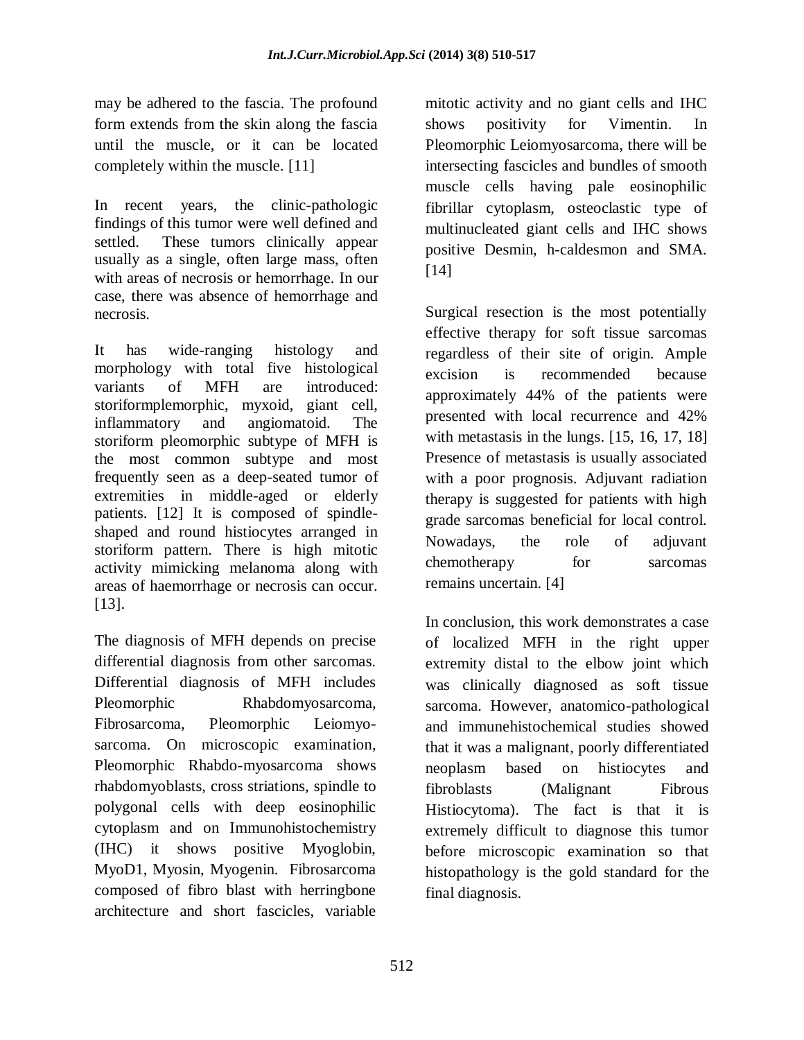may be adhered to the fascia. The profound form extends from the skin along the fascia until the muscle, or it can be located completely within the muscle. [11]

In recent years, the clinic-pathologic findings of this tumor were well defined and settled. These tumors clinically appear usually as a single, often large mass, often with areas of necrosis or hemorrhage. In our case, there was absence of hemorrhage and necrosis.

It has wide-ranging histology and morphology with total five histological variants of MFH are introduced: storiformplemorphic, myxoid, giant cell, inflammatory and angiomatoid. The storiform pleomorphic subtype of MFH is the most common subtype and most frequently seen as a deep-seated tumor of extremities in middle-aged or elderly patients. [12] It is composed of spindle-shaped and round histiocytes arranged in storiform pattern. There is high mitotic activity mimicking melanoma along with areas of haemorrhage or necrosis can occur. [13].

The diagnosis of MFH depends on precise differential diagnosis from other sarcomas. Differential diagnosis of MFH includes Pleomorphic Rhabdomyosarcoma, Fibrosarcoma, Pleomorphic Leiomyo-sarcoma. On microscopic examination, Pleomorphic Rhabdo-myosarcoma shows rhabdomyoblasts, cross striations, spindle to polygonal cells with deep eosinophilic cytoplasm and on Immunohistochemistry (IHC) it shows positive Myoglobin, MyoD1, Myosin, Myogenin. Fibrosarcoma composed of fibro blast with herringbone architecture and short fascicles, variable mitotic activity and no giant cells and IHC shows positivity for Vimentin. In Pleomorphic Leiomyosarcoma, there will be intersecting fascicles and bundles of smooth muscle cells having pale eosinophilic fibrillar cytoplasm, osteoclastic type of multinucleated giant cells and IHC shows positive Desmin, h-caldesmon and SMA. [14]

Surgical resection is the most potentially effective therapy for soft tissue sarcomas regardless of their site of origin. Ample excision is recommended because approximately 44% of the patients were presented with local recurrence and 42% with metastasis in the lungs. [15, 16, 17, 18] Presence of metastasis is usually associated with a poor prognosis. Adjuvant radiation therapy is suggested for patients with high grade sarcomas beneficial for local control. Nowadays, the role of adjuvant chemotherapy for sarcomas remains uncertain. [4]

In conclusion, this work demonstrates a case of localized MFH in the right upper extremity distal to the elbow joint which was clinically diagnosed as soft tissue sarcoma. However, anatomico-pathological and immunehistochemical studies showed that it was a malignant, poorly differentiated neoplasm based on histiocytes and fibroblasts (Malignant Fibrous Histiocytoma). The fact is that it is extremely difficult to diagnose this tumor before microscopic examination so that histopathology is the gold standard for the final diagnosis.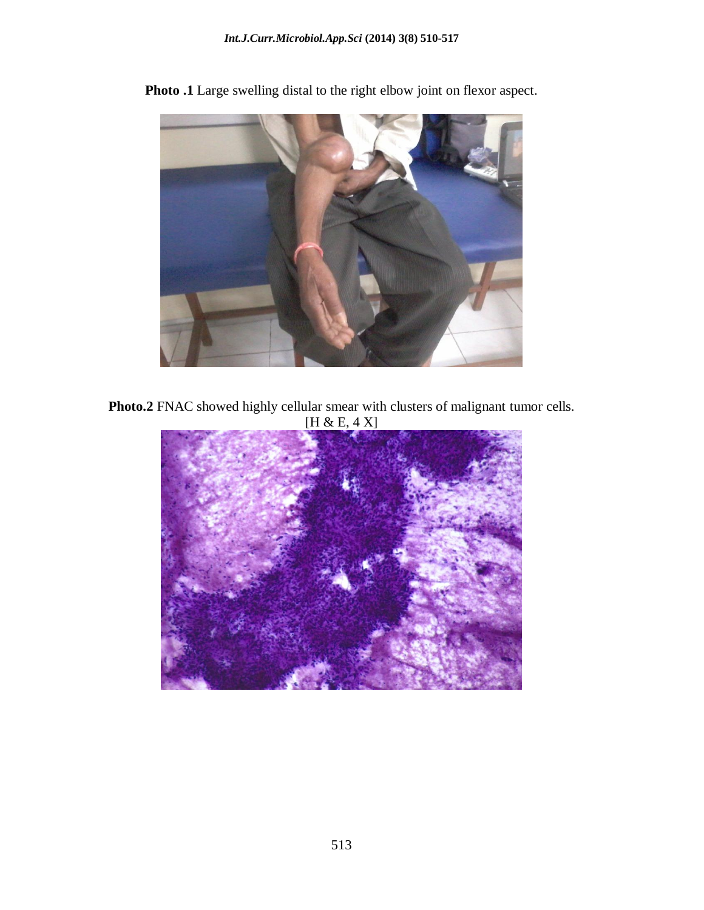**Photo .1** Large swelling distal to the right elbow joint on flexor aspect.

**Photo.2** FNAC showed highly cellular smear with clusters of malignant tumor cells. [H & E, 4 X]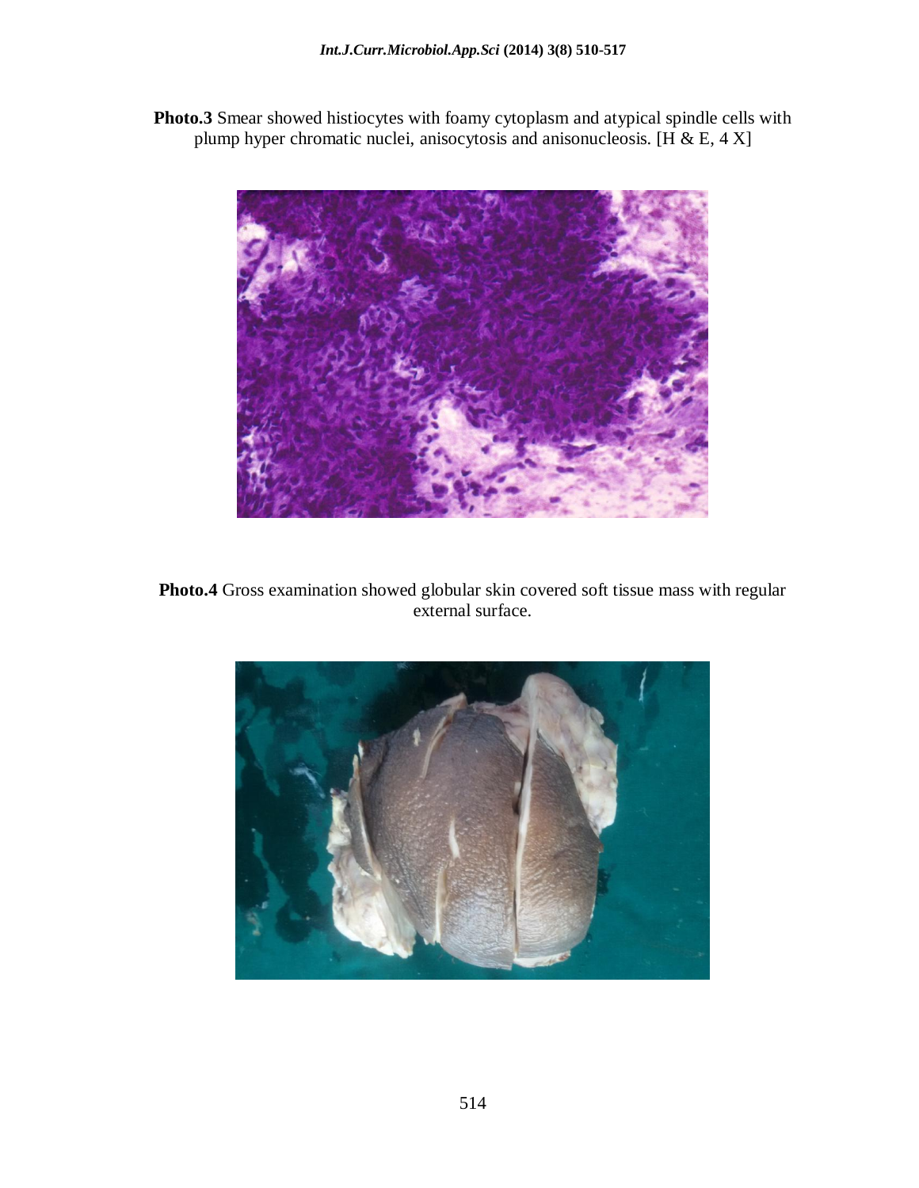**Photo.3** Smear showed histiocytes with foamy cytoplasm and atypical spindle cells with plump hyper chromatic nuclei, anisocytosis and anisonucleosis. [H & E, 4 X]

**Photo.4** Gross examination showed globular skin covered soft tissue mass with regular external surface.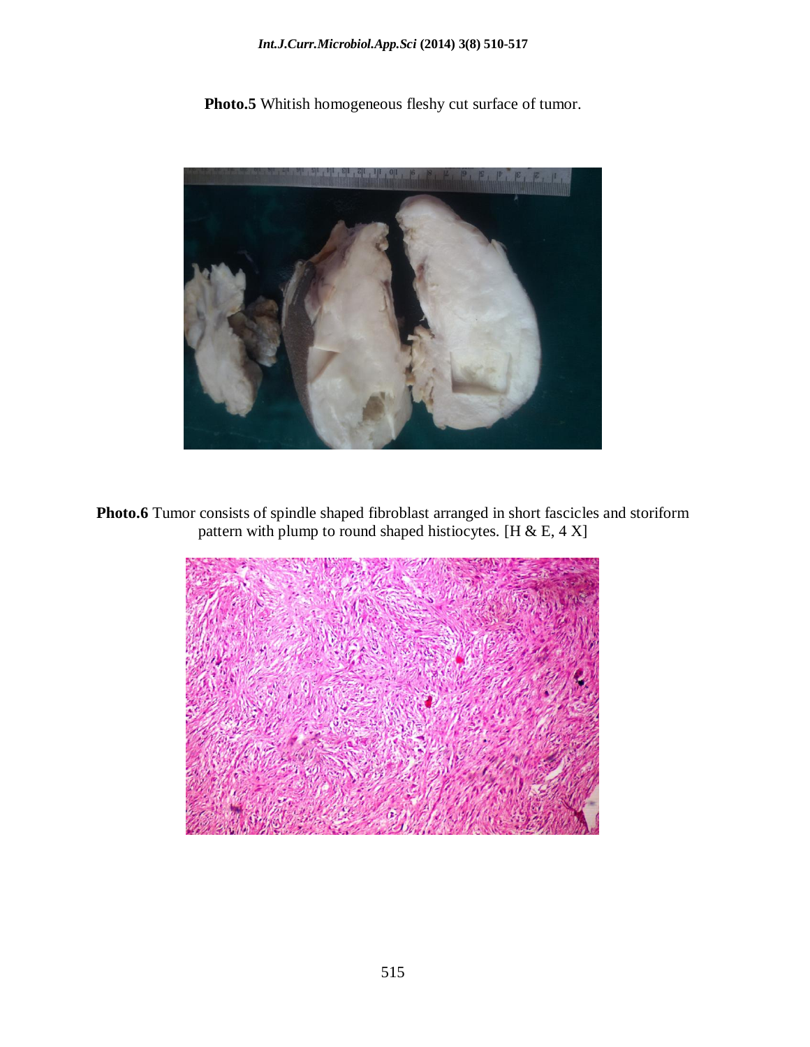**Photo.5** Whitish homogeneous fleshy cut surface of tumor.

**Photo.6** Tumor consists of spindle shaped fibroblast arranged in short fascicles and storiform pattern with plump to round shaped histiocytes. [H & E, 4 X]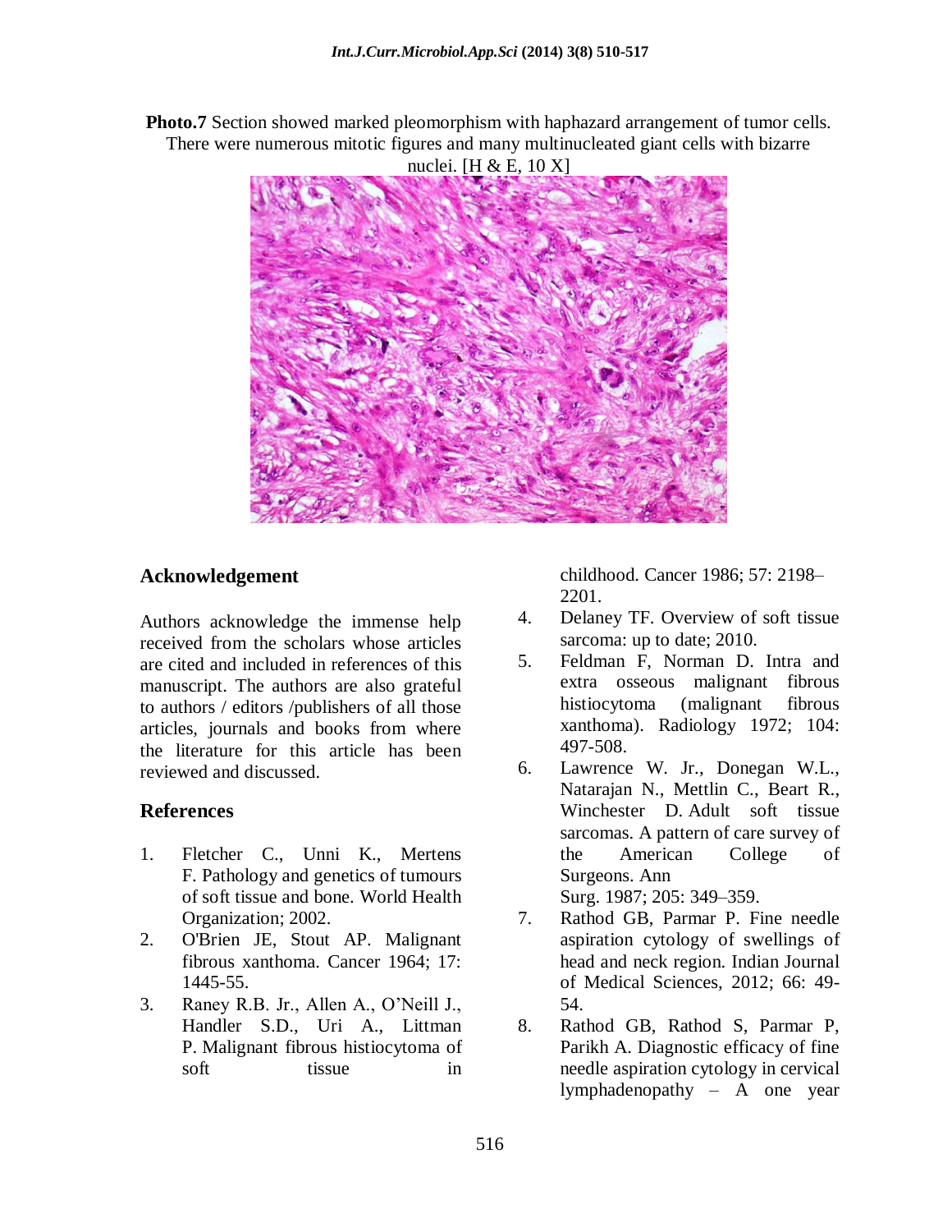**Photo.7** Section showed marked pleomorphism with haphazard arrangement of tumor cells. There were numerous mitotic figures and many multinucleated giant cells with bizarre nuclei. [H & E, 10 X]

## Acknowledgement

Authors acknowledge the immense help received from the scholars whose articles are cited and included in references of this manuscript. The authors are also grateful to authors / editors /publishers of all those articles, journals and books from where the literature for this article has been reviewed and discussed.

## References

1. Fletcher C., Unni K., Mertens F. Pathology and genetics of tumours of soft tissue and bone. World Health Organization; 2002.
2. O'Brien JE, Stout AP. Malignant fibrous xanthoma. Cancer 1964; 17: 1445-55.
3. Raney R.B. Jr., Allen A., O'Neill J., Handler S.D., Uri A., Littman P. Malignant fibrous histiocytoma of soft tissue in childhood. Cancer 1986; 57: 2198–2201.
4. Delaney TF. Overview of soft tissue sarcoma: up to date; 2010.
5. Feldman F, Norman D. Intra and extra osseous malignant fibrous histiocytoma (malignant fibrous xanthoma). Radiology 1972; 104: 497-508.
6. Lawrence W. Jr., Donegan W.L., Natarajan N., Mettlin C., Beart R., Winchester D. Adult soft tissue sarcomas. A pattern of care survey of the American College of Surgeons. Ann Surg. 1987; 205: 349–359.
7. Rathod GB, Parmar P. Fine needle aspiration cytology of swellings of head and neck region. Indian Journal of Medical Sciences, 2012; 66: 49-54.
8. Rathod GB, Rathod S, Parmar P, Parikh A. Diagnostic efficacy of fine needle aspiration cytology in cervical lymphadenopathy – A one year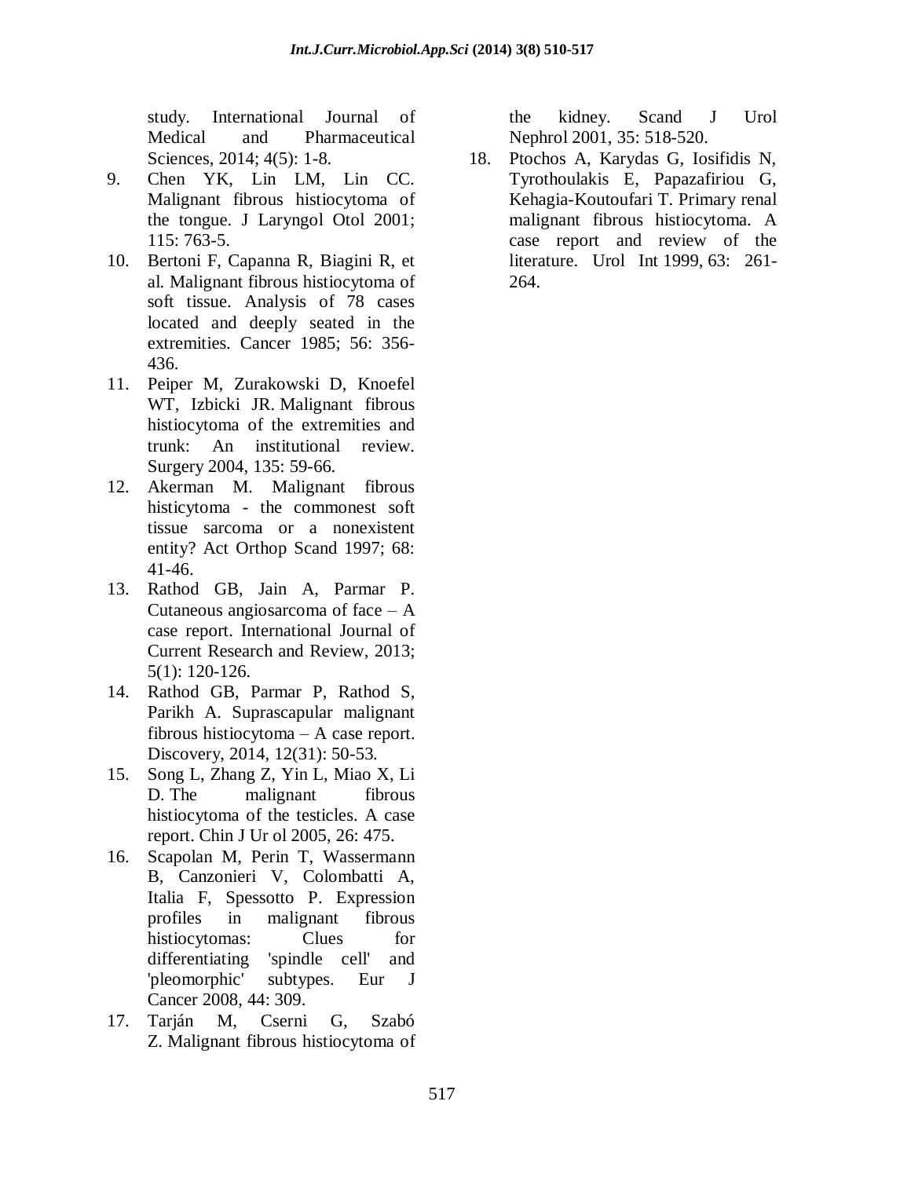study. International Journal of Medical and Pharmaceutical Sciences, 2014; 4(5): 1-8.

9. Chen YK, Lin LM, Lin CC. Malignant fibrous histiocytoma of the tongue. J Laryngol Otol 2001; 115: 763-5.
10. Bertoni F, Capanna R, Biagini R, et al. Malignant fibrous histiocytoma of soft tissue. Analysis of 78 cases located and deeply seated in the extremities. Cancer 1985; 56: 356-436.
11. Peiper M, Zurakowski D, Knoefel WT, Izbicki JR. Malignant fibrous histiocytoma of the extremities and trunk: An institutional review. Surgery 2004, 135: 59-66.
12. Akerman M. Malignant fibrous histicytoma - the commonest soft tissue sarcoma or a nonexistent entity? Act Orthop Scand 1997; 68: 41-46.
13. Rathod GB, Jain A, Parmar P. Cutaneous angiosarcoma of face – A case report. International Journal of Current Research and Review, 2013; 5(1): 120-126.
14. Rathod GB, Parmar P, Rathod S, Parikh A. Suprascapular malignant fibrous histiocytoma – A case report. Discovery, 2014, 12(31): 50-53.
15. Song L, Zhang Z, Yin L, Miao X, Li D. The malignant fibrous histiocytoma of the testicles. A case report. Chin J Ur ol 2005, 26: 475.
16. Scapolan M, Perin T, Wassermann B, Canzonieri V, Colombatti A, Italia F, Spessotto P. Expression profiles in malignant fibrous histiocytomas: Clues for differentiating 'spindle cell' and 'pleomorphic' subtypes. Eur J Cancer 2008, 44: 309.
17. Tarján M, Cserni G, Szabó Z. Malignant fibrous histiocytoma of the kidney. Scand J Urol Nephrol 2001, 35: 518-520.
18. Ptochos A, Karydas G, Iosifidis N, Tyrothoulakis E, Papazafiriou G, Kehagia-Koutoufari T. Primary renal malignant fibrous histiocytoma. A case report and review of the literature. Urol Int 1999, 63: 261-264.